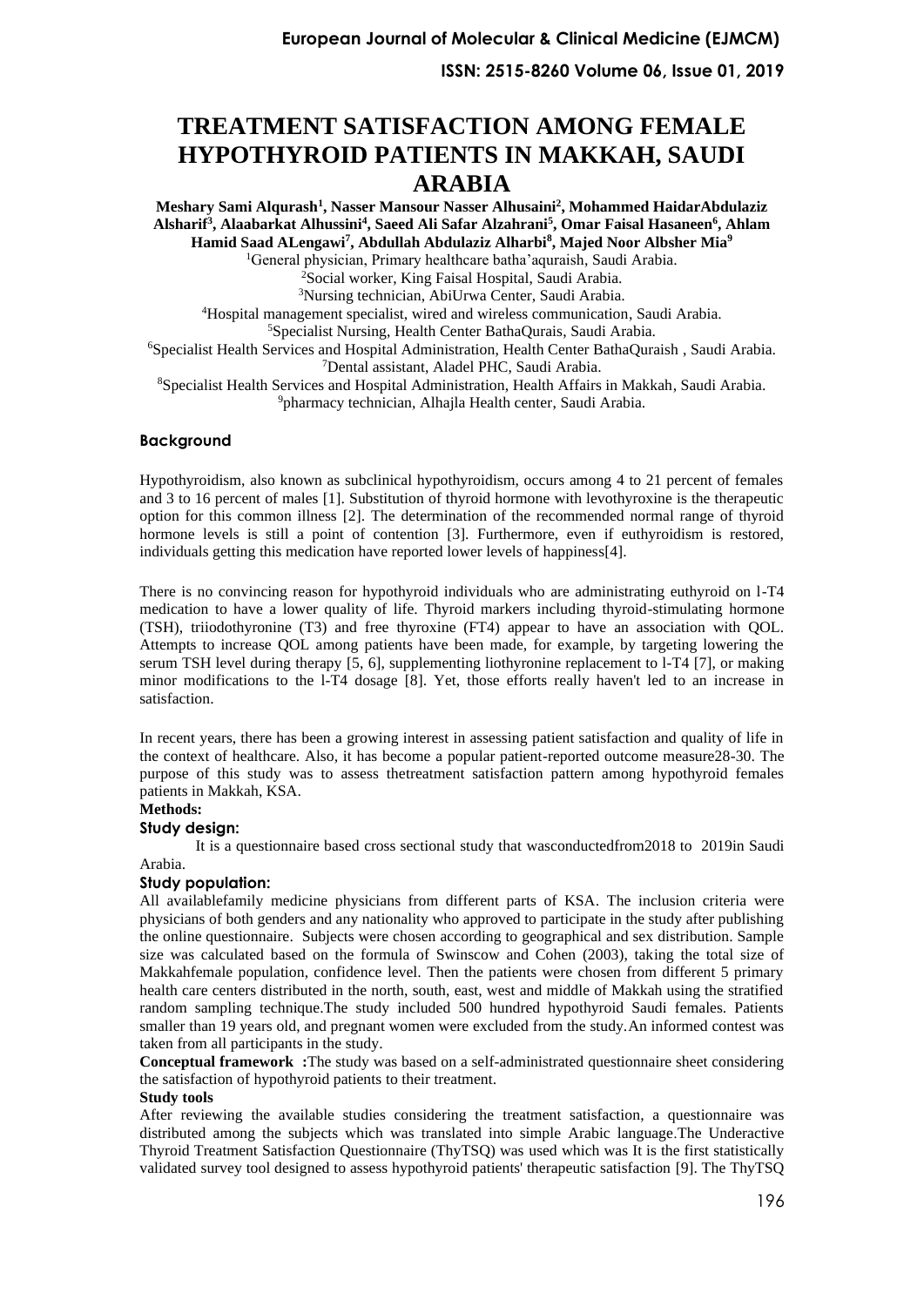# TREATMENT SATISFACTION AMONG FEMALE HYPOTHYROID PATIENTS IN MAKKAH, SAUDI ARABIA

**Meshary Sami Alqurash[1], Nasser Mansour Nasser Alhusaini[2], Mohammed HaidarAbdulaziz Alsharif[3], Alaabarkat Alhussini[4], Saeed Ali Safar Alzahrani[5], Omar Faisal Hasaneen[6], Ahlam Hamid Saad ALengawi[7], Abdullah Abdulaziz Alharbi[8], Majed Noor Albsher Mia[9]**

[1]General physician, Primary healthcare batha'aquraish, Saudi Arabia.
[2]Social worker, King Faisal Hospital, Saudi Arabia.
[3]Nursing technician, AbiUrwa Center, Saudi Arabia.
[4]Hospital management specialist, wired and wireless communication, Saudi Arabia.
[5]Specialist Nursing, Health Center BathaQurais, Saudi Arabia.
[6]Specialist Health Services and Hospital Administration, Health Center BathaQuraish , Saudi Arabia.
[7]Dental assistant, Aladel PHC, Saudi Arabia.
[8]Specialist Health Services and Hospital Administration, Health Affairs in Makkah, Saudi Arabia.
[9]pharmacy technician, Alhajla Health center, Saudi Arabia.

## Background

Hypothyroidism, also known as subclinical hypothyroidism, occurs among 4 to 21 percent of females and 3 to 16 percent of males [1]. Substitution of thyroid hormone with levothyroxine is the therapeutic option for this common illness [2]. The determination of the recommended normal range of thyroid hormone levels is still a point of contention [3]. Furthermore, even if euthyroidism is restored, individuals getting this medication have reported lower levels of happiness[4].

There is no convincing reason for hypothyroid individuals who are administrating euthyroid on l-T4 medication to have a lower quality of life. Thyroid markers including thyroid-stimulating hormone (TSH), triiodothyronine (T3) and free thyroxine (FT4) appear to have an association with QOL. Attempts to increase QOL among patients have been made, for example, by targeting lowering the serum TSH level during therapy [5, 6], supplementing liothyronine replacement to l-T4 [7], or making minor modifications to the l-T4 dosage [8]. Yet, those efforts really haven't led to an increase in satisfaction.

In recent years, there has been a growing interest in assessing patient satisfaction and quality of life in the context of healthcare. Also, it has become a popular patient-reported outcome measure28-30. The purpose of this study was to assess thetreatment satisfaction pattern among hypothyroid females patients in Makkah, KSA.

**Methods:**

### Study design:

It is a questionnaire based cross sectional study that wasconductedfrom2018 to 2019in Saudi Arabia.

### Study population:

All availablefamily medicine physicians from different parts of KSA. The inclusion criteria were physicians of both genders and any nationality who approved to participate in the study after publishing the online questionnaire. Subjects were chosen according to geographical and sex distribution. Sample size was calculated based on the formula of Swinscow and Cohen (2003), taking the total size of Makkahfemale population, confidence level. Then the patients were chosen from different 5 primary health care centers distributed in the north, south, east, west and middle of Makkah using the stratified random sampling technique.The study included 500 hundred hypothyroid Saudi females. Patients smaller than 19 years old, and pregnant women were excluded from the study.An informed contest was taken from all participants in the study.

**Conceptual framework :**The study was based on a self-administrated questionnaire sheet considering the satisfaction of hypothyroid patients to their treatment.

**Study tools**

After reviewing the available studies considering the treatment satisfaction, a questionnaire was distributed among the subjects which was translated into simple Arabic language.The Underactive Thyroid Treatment Satisfaction Questionnaire (ThyTSQ) was used which was It is the first statistically validated survey tool designed to assess hypothyroid patients' therapeutic satisfaction [9]. The ThyTSQ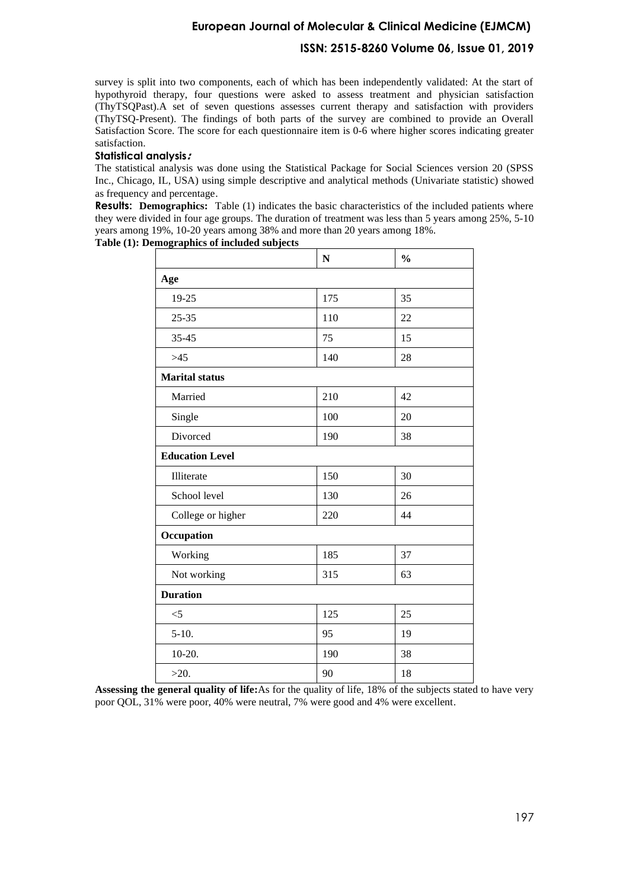survey is split into two components, each of which has been independently validated: At the start of hypothyroid therapy, four questions were asked to assess treatment and physician satisfaction (ThyTSQPast).A set of seven questions assesses current therapy and satisfaction with providers (ThyTSQ-Present). The findings of both parts of the survey are combined to provide an Overall Satisfaction Score. The score for each questionnaire item is 0-6 where higher scores indicating greater satisfaction.

### Statistical analysis:

The statistical analysis was done using the Statistical Package for Social Sciences version 20 (SPSS Inc., Chicago, IL, USA) using simple descriptive and analytical methods (Univariate statistic) showed as frequency and percentage.

**Results:** **Demographics:** Table (1) indicates the basic characteristics of the included patients where they were divided in four age groups. The duration of treatment was less than 5 years among 25%, 5-10 years among 19%, 10-20 years among 38% and more than 20 years among 18%.

**Table (1): Demographics of included subjects**

| | N | % |
|---|---|---|
| **Age** | | |
| 19-25 | 175 | 35 |
| 25-35 | 110 | 22 |
| 35-45 | 75 | 15 |
| >45 | 140 | 28 |
| **Marital status** | | |
| Married | 210 | 42 |
| Single | 100 | 20 |
| Divorced | 190 | 38 |
| **Education Level** | | |
| Illiterate | 150 | 30 |
| School level | 130 | 26 |
| College or higher | 220 | 44 |
| **Occupation** | | |
| Working | 185 | 37 |
| Not working | 315 | 63 |
| **Duration** | | |
| <5 | 125 | 25 |
| 5-10. | 95 | 19 |
| 10-20. | 190 | 38 |
| >20. | 90 | 18 |

**Assessing the general quality of life:** As for the quality of life, 18% of the subjects stated to have very poor QOL, 31% were poor, 40% were neutral, 7% were good and 4% were excellent.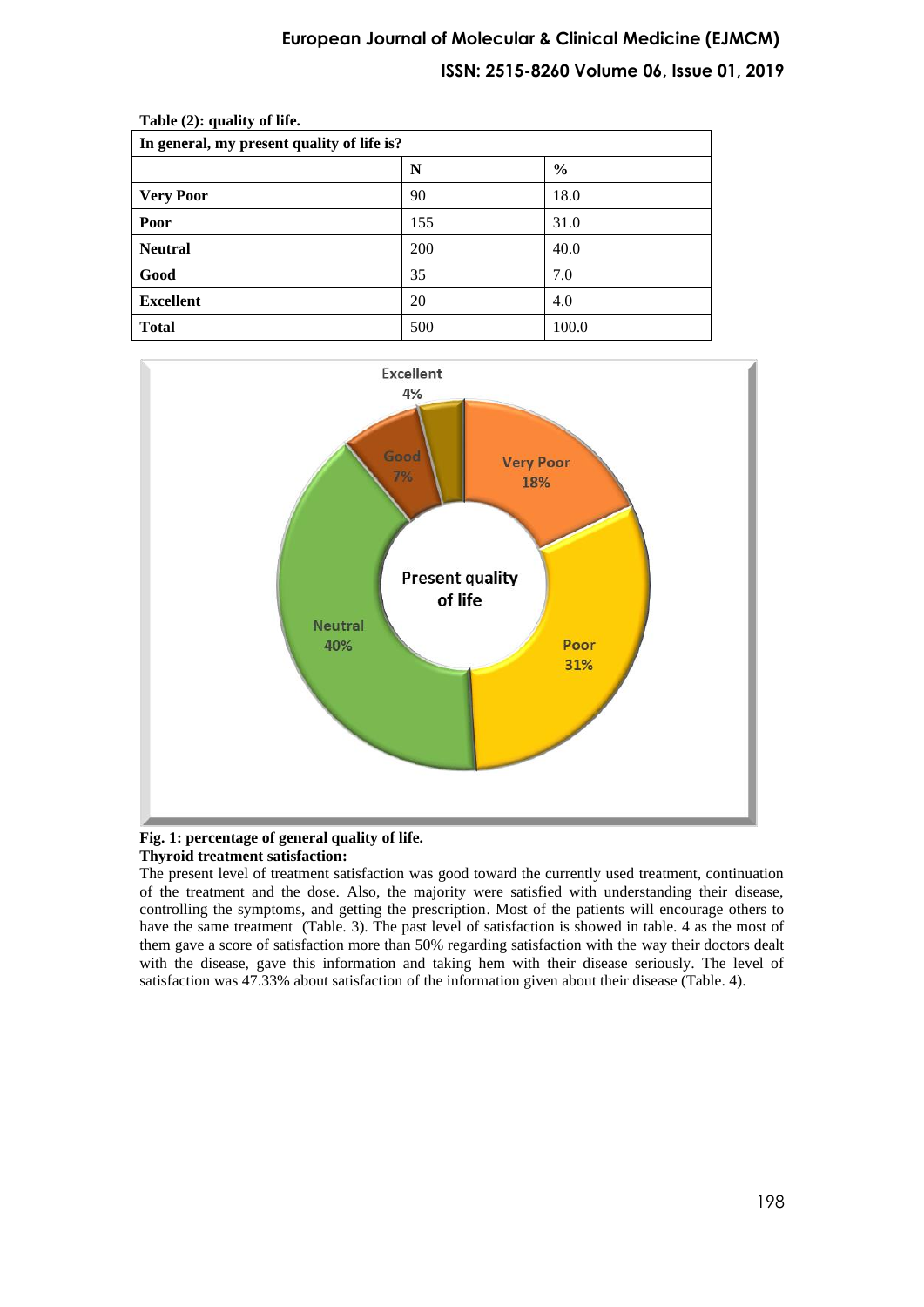**Table (2): quality of life.**

| In general, my present quality of life is? | | |
|---|---|---|
| | **N** | **%** |
| **Very Poor** | 90 | 18.0 |
| **Poor** | 155 | 31.0 |
| **Neutral** | 200 | 40.0 |
| **Good** | 35 | 7.0 |
| **Excellent** | 20 | 4.0 |
| **Total** | 500 | 100.0 |

**Fig. 1: percentage of general quality of life.**

**Thyroid treatment satisfaction:**

The present level of treatment satisfaction was good toward the currently used treatment, continuation of the treatment and the dose. Also, the majority were satisfied with understanding their disease, controlling the symptoms, and getting the prescription. Most of the patients will encourage others to have the same treatment (Table. 3). The past level of satisfaction is showed in table. 4 as the most of them gave a score of satisfaction more than 50% regarding satisfaction with the way their doctors dealt with the disease, gave this information and taking hem with their disease seriously. The level of satisfaction was 47.33% about satisfaction of the information given about their disease (Table. 4).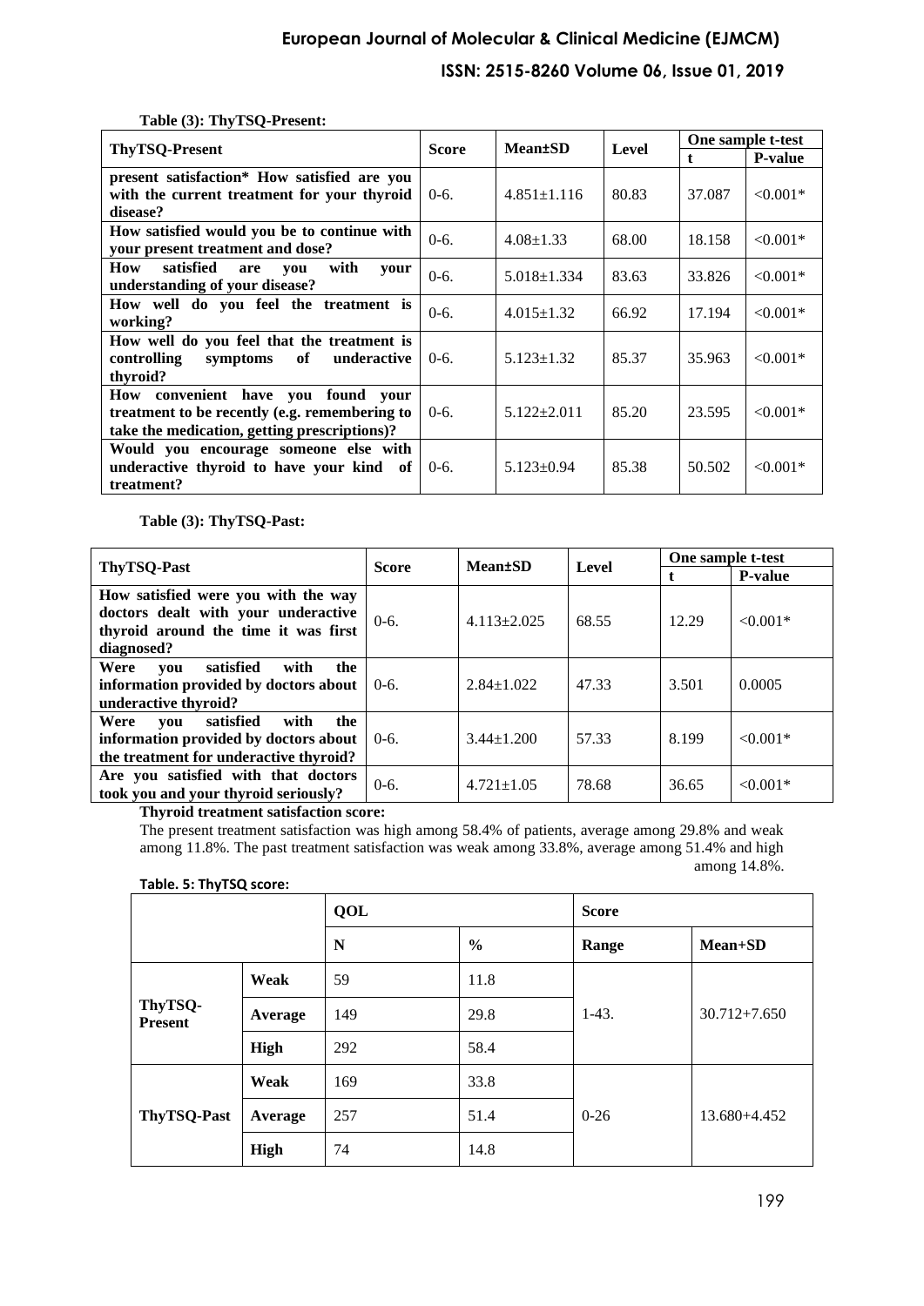**Table (3): ThyTSQ-Present:**

| ThyTSQ-Present | Score | Mean±SD | Level | One sample t-test | |
|---|---|---|---|---|---|
| | | | | t | P-value |
| present satisfaction* How satisfied are you with the current treatment for your thyroid disease? | 0-6. | 4.851±1.116 | 80.83 | 37.087 | <0.001* |
| How satisfied would you be to continue with your present treatment and dose? | 0-6. | 4.08±1.33 | 68.00 | 18.158 | <0.001* |
| How satisfied are you with your understanding of your disease? | 0-6. | 5.018±1.334 | 83.63 | 33.826 | <0.001* |
| How well do you feel the treatment is working? | 0-6. | 4.015±1.32 | 66.92 | 17.194 | <0.001* |
| How well do you feel that the treatment is controlling symptoms of underactive thyroid? | 0-6. | 5.123±1.32 | 85.37 | 35.963 | <0.001* |
| How convenient have you found your treatment to be recently (e.g. remembering to take the medication, getting prescriptions)? | 0-6. | 5.122±2.011 | 85.20 | 23.595 | <0.001* |
| Would you encourage someone else with underactive thyroid to have your kind of treatment? | 0-6. | 5.123±0.94 | 85.38 | 50.502 | <0.001* |

**Table (3): ThyTSQ-Past:**

| ThyTSQ-Past | Score | Mean±SD | Level | One sample t-test | |
|---|---|---|---|---|---|
| | | | | t | P-value |
| How satisfied were you with the way doctors dealt with your underactive thyroid around the time it was first diagnosed? | 0-6. | 4.113±2.025 | 68.55 | 12.29 | <0.001* |
| Were you satisfied with the information provided by doctors about underactive thyroid? | 0-6. | 2.84±1.022 | 47.33 | 3.501 | 0.0005 |
| Were you satisfied with the information provided by doctors about the treatment for underactive thyroid? | 0-6. | 3.44±1.200 | 57.33 | 8.199 | <0.001* |
| Are you satisfied with that doctors took you and your thyroid seriously? | 0-6. | 4.721±1.05 | 78.68 | 36.65 | <0.001* |

**Thyroid treatment satisfaction score:**

The present treatment satisfaction was high among 58.4% of patients, average among 29.8% and weak among 11.8%. The past treatment satisfaction was weak among 33.8%, average among 51.4% and high among 14.8%.

**Table. 5: ThyTSQ score:**

| | | QOL | | Score | |
|---|---|---|---|---|---|
| | | N | % | Range | Mean+SD |
| ThyTSQ-Present | Weak | 59 | 11.8 | 1-43. | 30.712+7.650 |
| | Average | 149 | 29.8 | | |
| | High | 292 | 58.4 | | |
| ThyTSQ-Past | Weak | 169 | 33.8 | 0-26 | 13.680+4.452 |
| | Average | 257 | 51.4 | | |
| | High | 74 | 14.8 | | |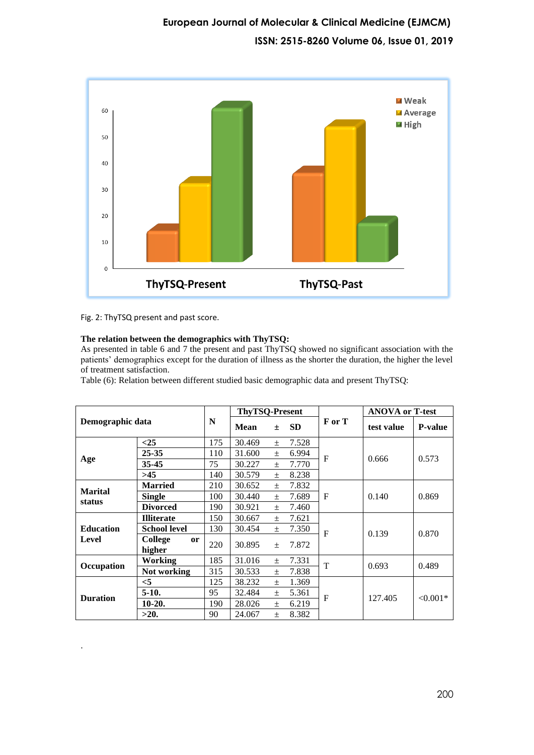Fig. 2: ThyTSQ present and past score.

**The relation between the demographics with ThyTSQ:**

As presented in table 6 and 7 the present and past ThyTSQ showed no significant association with the patients' demographics except for the duration of illness as the shorter the duration, the higher the level of treatment satisfaction.

Table (6): Relation between different studied basic demographic data and present ThyTSQ:

| Demographic data | | N | ThyTSQ-Present | | | F or T | ANOVA or T-test | |
|---|---|---|---|---|---|---|---|---|
| | | | Mean | ± | SD | | test value | P-value |
| Age | <25 | 175 | 30.469 | ± | 7.528 | F | 0.666 | 0.573 |
| | 25-35 | 110 | 31.600 | ± | 6.994 | | | |
| | 35-45 | 75 | 30.227 | ± | 7.770 | | | |
| | >45 | 140 | 30.579 | ± | 8.238 | | | |
| Marital status | Married | 210 | 30.652 | ± | 7.832 | F | 0.140 | 0.869 |
| | Single | 100 | 30.440 | ± | 7.689 | | | |
| | Divorced | 190 | 30.921 | ± | 7.460 | | | |
| Education Level | Illiterate | 150 | 30.667 | ± | 7.621 | F | 0.139 | 0.870 |
| | School level | 130 | 30.454 | ± | 7.350 | | | |
| | College or higher | 220 | 30.895 | ± | 7.872 | | | |
| Occupation | Working | 185 | 31.016 | ± | 7.331 | T | 0.693 | 0.489 |
| | Not working | 315 | 30.533 | ± | 7.838 | | | |
| Duration | <5 | 125 | 38.232 | ± | 1.369 | F | 127.405 | <0.001* |
| | 5-10. | 95 | 32.484 | ± | 5.361 | | | |
| | 10-20. | 190 | 28.026 | ± | 6.219 | | | |
| | >20. | 90 | 24.067 | ± | 8.382 | | | |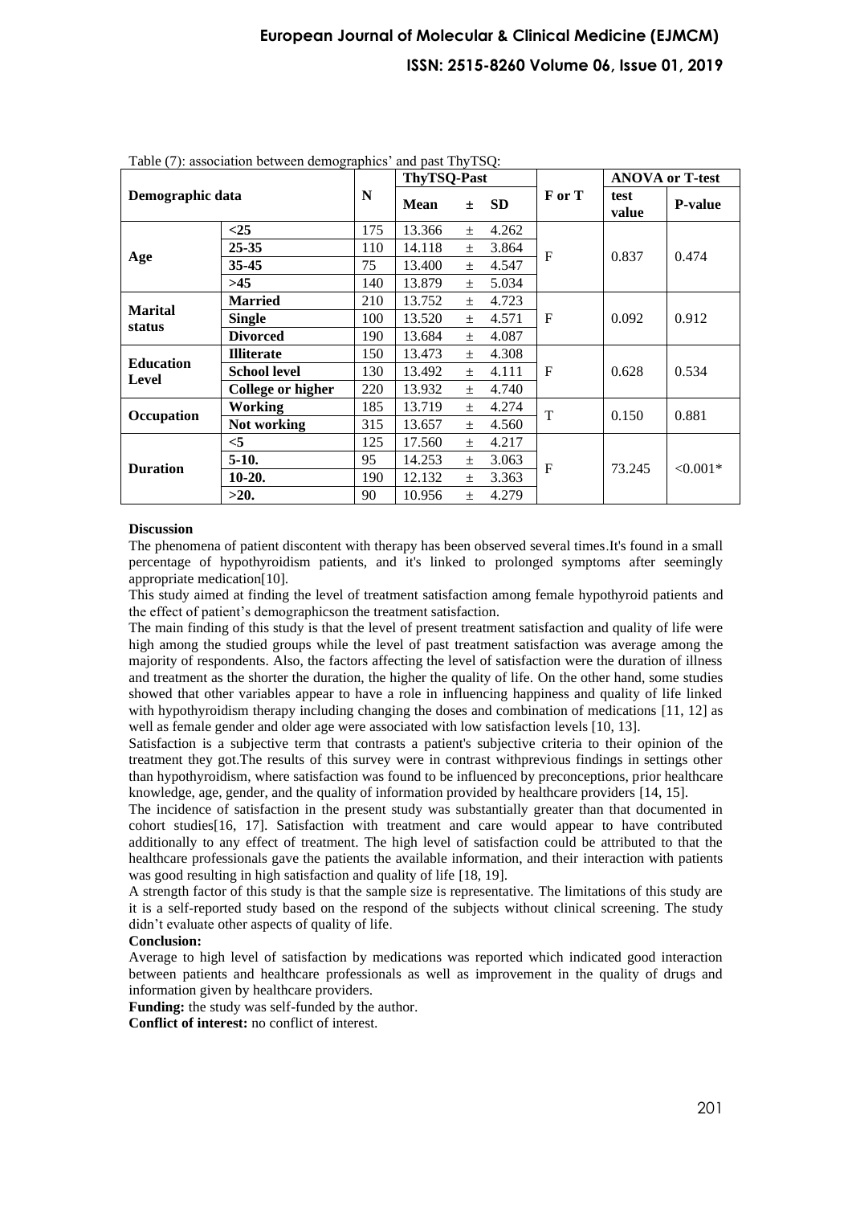Table (7): association between demographics' and past ThyTSQ:

| Demographic data | | N | ThyTSQ-Past | | | F or T | ANOVA or T-test | |
|---|---|---|---|---|---|---|---|---|
| | | | Mean | ± | SD | | test value | P-value |
| Age | <25 | 175 | 13.366 | ± | 4.262 | F | 0.837 | 0.474 |
| | 25-35 | 110 | 14.118 | ± | 3.864 | | | |
| | 35-45 | 75 | 13.400 | ± | 4.547 | | | |
| | >45 | 140 | 13.879 | ± | 5.034 | | | |
| Marital status | Married | 210 | 13.752 | ± | 4.723 | F | 0.092 | 0.912 |
| | Single | 100 | 13.520 | ± | 4.571 | | | |
| | Divorced | 190 | 13.684 | ± | 4.087 | | | |
| Education Level | Illiterate | 150 | 13.473 | ± | 4.308 | F | 0.628 | 0.534 |
| | School level | 130 | 13.492 | ± | 4.111 | | | |
| | College or higher | 220 | 13.932 | ± | 4.740 | | | |
| Occupation | Working | 185 | 13.719 | ± | 4.274 | T | 0.150 | 0.881 |
| | Not working | 315 | 13.657 | ± | 4.560 | | | |
| Duration | <5 | 125 | 17.560 | ± | 4.217 | F | 73.245 | <0.001* |
| | 5-10. | 95 | 14.253 | ± | 3.063 | | | |
| | 10-20. | 190 | 12.132 | ± | 3.363 | | | |
| | >20. | 90 | 10.956 | ± | 4.279 | | | |

**Discussion**

The phenomena of patient discontent with therapy has been observed several times.It's found in a small percentage of hypothyroidism patients, and it's linked to prolonged symptoms after seemingly appropriate medication[10].

This study aimed at finding the level of treatment satisfaction among female hypothyroid patients and the effect of patient's demographicson the treatment satisfaction.

The main finding of this study is that the level of present treatment satisfaction and quality of life were high among the studied groups while the level of past treatment satisfaction was average among the majority of respondents. Also, the factors affecting the level of satisfaction were the duration of illness and treatment as the shorter the duration, the higher the quality of life. On the other hand, some studies showed that other variables appear to have a role in influencing happiness and quality of life linked with hypothyroidism therapy including changing the doses and combination of medications [11, 12] as well as female gender and older age were associated with low satisfaction levels [10, 13].

Satisfaction is a subjective term that contrasts a patient's subjective criteria to their opinion of the treatment they got.The results of this survey were in contrast withprevious findings in settings other than hypothyroidism, where satisfaction was found to be influenced by preconceptions, prior healthcare knowledge, age, gender, and the quality of information provided by healthcare providers [14, 15].

The incidence of satisfaction in the present study was substantially greater than that documented in cohort studies[16, 17]. Satisfaction with treatment and care would appear to have contributed additionally to any effect of treatment. The high level of satisfaction could be attributed to that the healthcare professionals gave the patients the available information, and their interaction with patients was good resulting in high satisfaction and quality of life [18, 19].

A strength factor of this study is that the sample size is representative. The limitations of this study are it is a self-reported study based on the respond of the subjects without clinical screening. The study didn't evaluate other aspects of quality of life.

**Conclusion:**

Average to high level of satisfaction by medications was reported which indicated good interaction between patients and healthcare professionals as well as improvement in the quality of drugs and information given by healthcare providers.

**Funding:** the study was self-funded by the author.

**Conflict of interest:** no conflict of interest.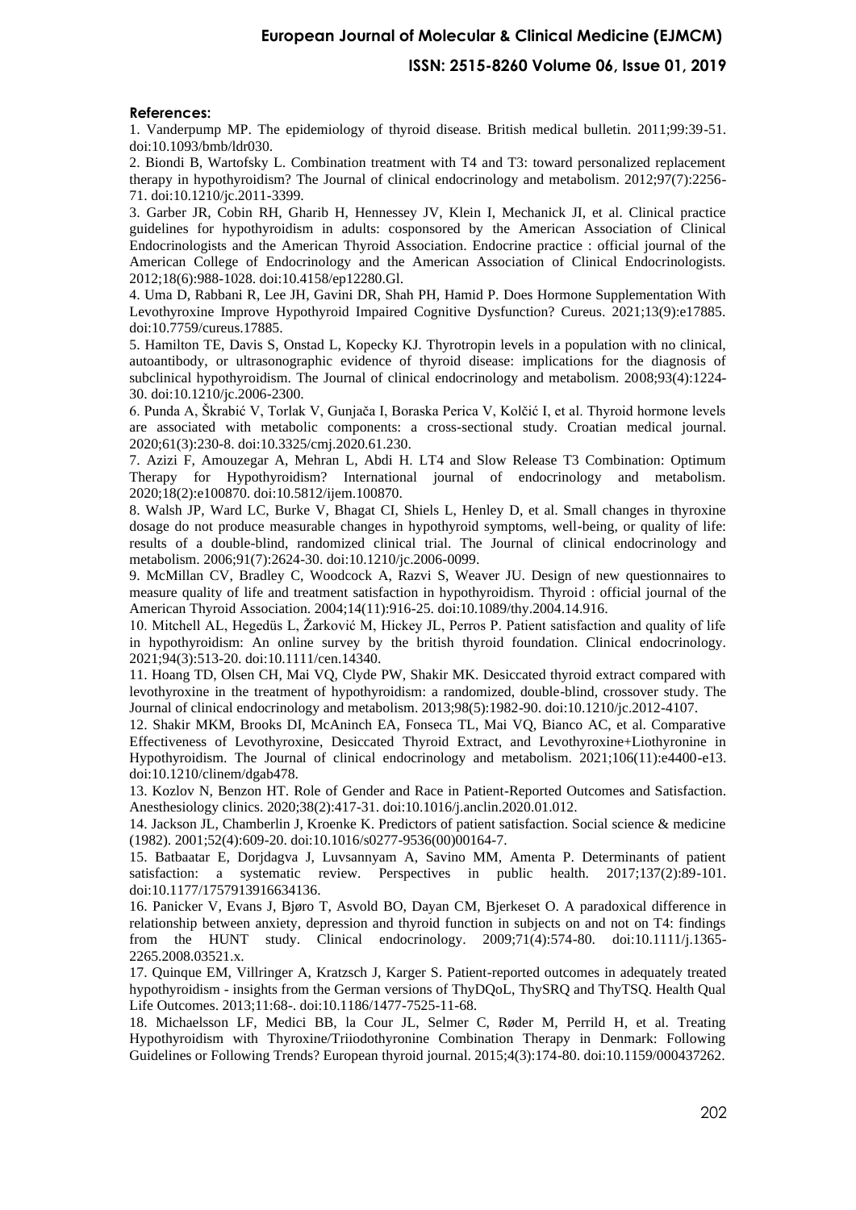**References:**

1. Vanderpump MP. The epidemiology of thyroid disease. British medical bulletin. 2011;99:39-51. doi:10.1093/bmb/ldr030.
2. Biondi B, Wartofsky L. Combination treatment with T4 and T3: toward personalized replacement therapy in hypothyroidism? The Journal of clinical endocrinology and metabolism. 2012;97(7):2256-71. doi:10.1210/jc.2011-3399.
3. Garber JR, Cobin RH, Gharib H, Hennessey JV, Klein I, Mechanick JI, et al. Clinical practice guidelines for hypothyroidism in adults: cosponsored by the American Association of Clinical Endocrinologists and the American Thyroid Association. Endocrine practice : official journal of the American College of Endocrinology and the American Association of Clinical Endocrinologists. 2012;18(6):988-1028. doi:10.4158/ep12280.Gl.
4. Uma D, Rabbani R, Lee JH, Gavini DR, Shah PH, Hamid P. Does Hormone Supplementation With Levothyroxine Improve Hypothyroid Impaired Cognitive Dysfunction? Cureus. 2021;13(9):e17885. doi:10.7759/cureus.17885.
5. Hamilton TE, Davis S, Onstad L, Kopecky KJ. Thyrotropin levels in a population with no clinical, autoantibody, or ultrasonographic evidence of thyroid disease: implications for the diagnosis of subclinical hypothyroidism. The Journal of clinical endocrinology and metabolism. 2008;93(4):1224-30. doi:10.1210/jc.2006-2300.
6. Punda A, Škrabić V, Torlak V, Gunjača I, Boraska Perica V, Kolčić I, et al. Thyroid hormone levels are associated with metabolic components: a cross-sectional study. Croatian medical journal. 2020;61(3):230-8. doi:10.3325/cmj.2020.61.230.
7. Azizi F, Amouzegar A, Mehran L, Abdi H. LT4 and Slow Release T3 Combination: Optimum Therapy for Hypothyroidism? International journal of endocrinology and metabolism. 2020;18(2):e100870. doi:10.5812/ijem.100870.
8. Walsh JP, Ward LC, Burke V, Bhagat CI, Shiels L, Henley D, et al. Small changes in thyroxine dosage do not produce measurable changes in hypothyroid symptoms, well-being, or quality of life: results of a double-blind, randomized clinical trial. The Journal of clinical endocrinology and metabolism. 2006;91(7):2624-30. doi:10.1210/jc.2006-0099.
9. McMillan CV, Bradley C, Woodcock A, Razvi S, Weaver JU. Design of new questionnaires to measure quality of life and treatment satisfaction in hypothyroidism. Thyroid : official journal of the American Thyroid Association. 2004;14(11):916-25. doi:10.1089/thy.2004.14.916.
10. Mitchell AL, Hegedüs L, Žarković M, Hickey JL, Perros P. Patient satisfaction and quality of life in hypothyroidism: An online survey by the british thyroid foundation. Clinical endocrinology. 2021;94(3):513-20. doi:10.1111/cen.14340.
11. Hoang TD, Olsen CH, Mai VQ, Clyde PW, Shakir MK. Desiccated thyroid extract compared with levothyroxine in the treatment of hypothyroidism: a randomized, double-blind, crossover study. The Journal of clinical endocrinology and metabolism. 2013;98(5):1982-90. doi:10.1210/jc.2012-4107.
12. Shakir MKM, Brooks DI, McAninch EA, Fonseca TL, Mai VQ, Bianco AC, et al. Comparative Effectiveness of Levothyroxine, Desiccated Thyroid Extract, and Levothyroxine+Liothyronine in Hypothyroidism. The Journal of clinical endocrinology and metabolism. 2021;106(11):e4400-e13. doi:10.1210/clinem/dgab478.
13. Kozlov N, Benzon HT. Role of Gender and Race in Patient-Reported Outcomes and Satisfaction. Anesthesiology clinics. 2020;38(2):417-31. doi:10.1016/j.anclin.2020.01.012.
14. Jackson JL, Chamberlin J, Kroenke K. Predictors of patient satisfaction. Social science & medicine (1982). 2001;52(4):609-20. doi:10.1016/s0277-9536(00)00164-7.
15. Batbaatar E, Dorjdagva J, Luvsannyam A, Savino MM, Amenta P. Determinants of patient satisfaction: a systematic review. Perspectives in public health. 2017;137(2):89-101. doi:10.1177/1757913916634136.
16. Panicker V, Evans J, Bjøro T, Asvold BO, Dayan CM, Bjerkeset O. A paradoxical difference in relationship between anxiety, depression and thyroid function in subjects on and not on T4: findings from the HUNT study. Clinical endocrinology. 2009;71(4):574-80. doi:10.1111/j.1365-2265.2008.03521.x.
17. Quinque EM, Villringer A, Kratzsch J, Karger S. Patient-reported outcomes in adequately treated hypothyroidism - insights from the German versions of ThyDQoL, ThySRQ and ThyTSQ. Health Qual Life Outcomes. 2013;11:68-. doi:10.1186/1477-7525-11-68.
18. Michaelsson LF, Medici BB, la Cour JL, Selmer C, Røder M, Perrild H, et al. Treating Hypothyroidism with Thyroxine/Triiodothyronine Combination Therapy in Denmark: Following Guidelines or Following Trends? European thyroid journal. 2015;4(3):174-80. doi:10.1159/000437262.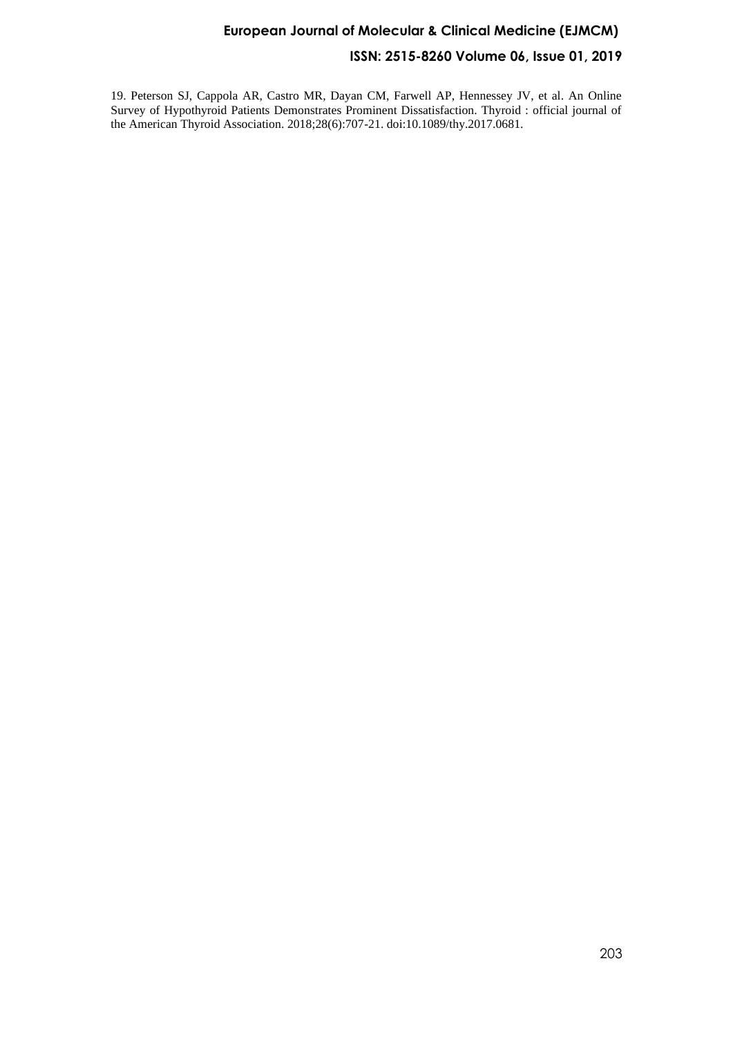19. Peterson SJ, Cappola AR, Castro MR, Dayan CM, Farwell AP, Hennessey JV, et al. An Online Survey of Hypothyroid Patients Demonstrates Prominent Dissatisfaction. Thyroid : official journal of the American Thyroid Association. 2018;28(6):707-21. doi:10.1089/thy.2017.0681.